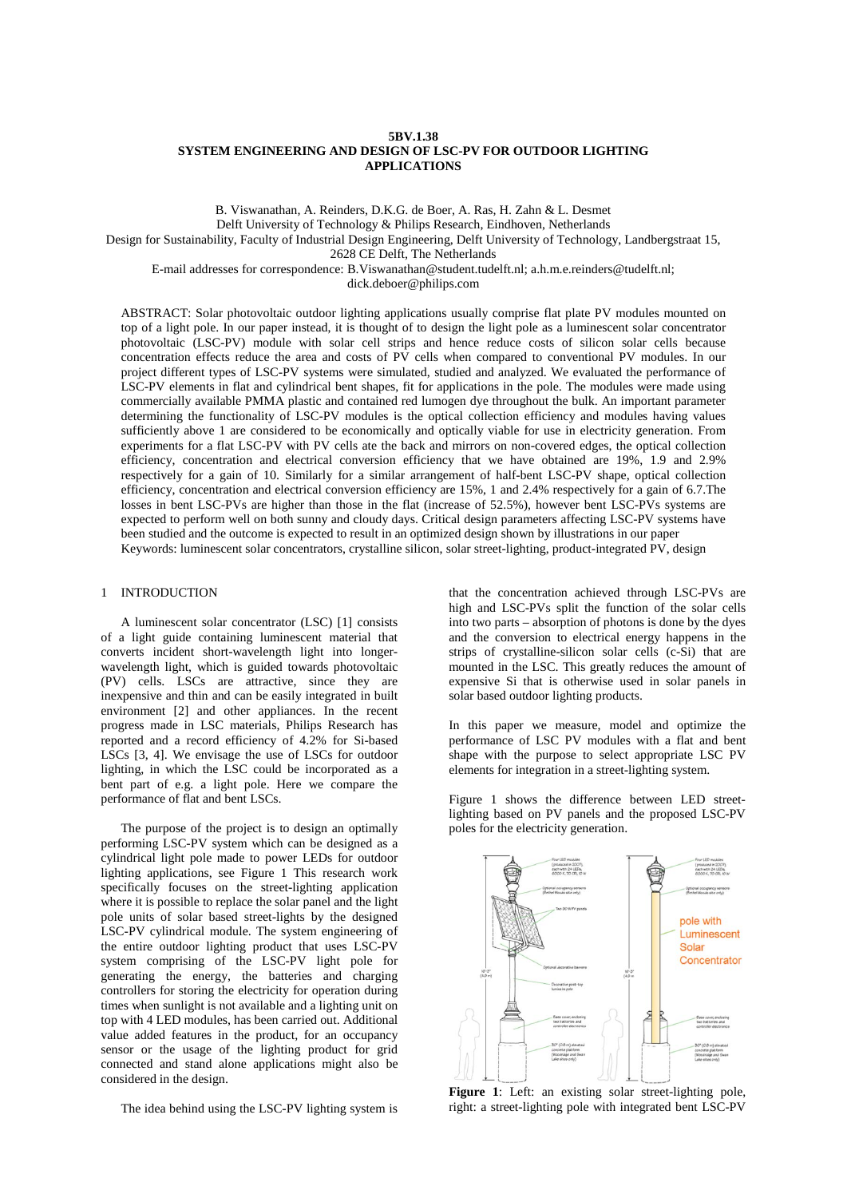**5BV.1.38**

# SYSTEM ENGINEERING AND DESIGN OF LSC-PV FOR OUTDOOR LIGHTING APPLICATIONS

B. Viswanathan, A. Reinders, D.K.G. de Boer, A. Ras, H. Zahn & L. Desmet
Delft University of Technology & Philips Research, Eindhoven, Netherlands
Design for Sustainability, Faculty of Industrial Design Engineering, Delft University of Technology, Landbergstraat 15, 2628 CE Delft, The Netherlands
E-mail addresses for correspondence: B.Viswanathan@student.tudelft.nl; a.h.m.e.reinders@tudelft.nl; dick.deboer@philips.com

ABSTRACT: Solar photovoltaic outdoor lighting applications usually comprise flat plate PV modules mounted on top of a light pole. In our paper instead, it is thought of to design the light pole as a luminescent solar concentrator photovoltaic (LSC-PV) module with solar cell strips and hence reduce costs of silicon solar cells because concentration effects reduce the area and costs of PV cells when compared to conventional PV modules. In our project different types of LSC-PV systems were simulated, studied and analyzed. We evaluated the performance of LSC-PV elements in flat and cylindrical bent shapes, fit for applications in the pole. The modules were made using commercially available PMMA plastic and contained red lumogen dye throughout the bulk. An important parameter determining the functionality of LSC-PV modules is the optical collection efficiency and modules having values sufficiently above 1 are considered to be economically and optically viable for use in electricity generation. From experiments for a flat LSC-PV with PV cells ate the back and mirrors on non-covered edges, the optical collection efficiency, concentration and electrical conversion efficiency that we have obtained are 19%, 1.9 and 2.9% respectively for a gain of 10. Similarly for a similar arrangement of half-bent LSC-PV shape, optical collection efficiency, concentration and electrical conversion efficiency are 15%, 1 and 2.4% respectively for a gain of 6.7.The losses in bent LSC-PVs are higher than those in the flat (increase of 52.5%), however bent LSC-PVs systems are expected to perform well on both sunny and cloudy days. Critical design parameters affecting LSC-PV systems have been studied and the outcome is expected to result in an optimized design shown by illustrations in our paper

Keywords: luminescent solar concentrators, crystalline silicon, solar street-lighting, product-integrated PV, design

## 1 INTRODUCTION

A luminescent solar concentrator (LSC) [1] consists of a light guide containing luminescent material that converts incident short-wavelength light into longer-wavelength light, which is guided towards photovoltaic (PV) cells. LSCs are attractive, since they are inexpensive and thin and can be easily integrated in built environment [2] and other appliances. In the recent progress made in LSC materials, Philips Research has reported and a record efficiency of 4.2% for Si-based LSCs [3, 4]. We envisage the use of LSCs for outdoor lighting, in which the LSC could be incorporated as a bent part of e.g. a light pole. Here we compare the performance of flat and bent LSCs.

The purpose of the project is to design an optimally performing LSC-PV system which can be designed as a cylindrical light pole made to power LEDs for outdoor lighting applications, see Figure 1 This research work specifically focuses on the street-lighting application where it is possible to replace the solar panel and the light pole units of solar based street-lights by the designed LSC-PV cylindrical module. The system engineering of the entire outdoor lighting product that uses LSC-PV system comprising of the LSC-PV light pole for generating the energy, the batteries and charging controllers for storing the electricity for operation during times when sunlight is not available and a lighting unit on top with 4 LED modules, has been carried out. Additional value added features in the product, for an occupancy sensor or the usage of the lighting product for grid connected and stand alone applications might also be considered in the design.

The idea behind using the LSC-PV lighting system is that the concentration achieved through LSC-PVs are high and LSC-PVs split the function of the solar cells into two parts – absorption of photons is done by the dyes and the conversion to electrical energy happens in the strips of crystalline-silicon solar cells (c-Si) that are mounted in the LSC. This greatly reduces the amount of expensive Si that is otherwise used in solar panels in solar based outdoor lighting products.

In this paper we measure, model and optimize the performance of LSC PV modules with a flat and bent shape with the purpose to select appropriate LSC PV elements for integration in a street-lighting system.

Figure 1 shows the difference between LED street-lighting based on PV panels and the proposed LSC-PV poles for the electricity generation.

**Figure 1**: Left: an existing solar street-lighting pole, right: a street-lighting pole with integrated bent LSC-PV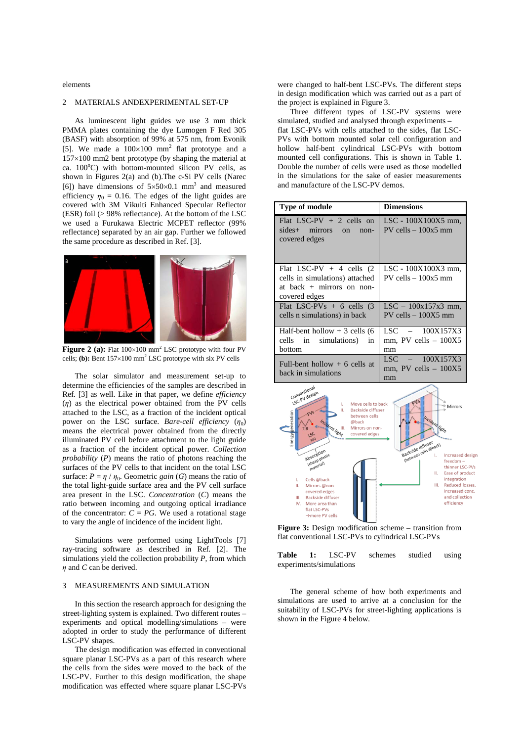elements

## 2 MATERIALS ANDEXPERIMENTAL SET-UP

As luminescent light guides we use 3 mm thick PMMA plates containing the dye Lumogen F Red 305 (BASF) with absorption of 99% at 575 nm, from Evonik [5]. We made a 100×100 mm$^2$ flat prototype and a 157×100 mm2 bent prototype (by shaping the material at ca. 100°C) with bottom-mounted silicon PV cells, as shown in Figures 2(a) and (b).The c-Si PV cells (Narec [6]) have dimensions of 5×50×0.1 mm$^3$ and measured efficiency $\eta_0$ = 0.16. The edges of the light guides are covered with 3M Vikuiti Enhanced Specular Reflector (ESR) foil (> 98% reflectance). At the bottom of the LSC we used a Furukawa Electric MCPET reflector (99% reflectance) separated by an air gap. Further we followed the same procedure as described in Ref. [3].

**Figure 2 (a):** Flat 100×100 mm$^2$ LSC prototype with four PV cells; **(b):** Bent 157×100 mm$^2$ LSC prototype with six PV cells

The solar simulator and measurement set-up to determine the efficiencies of the samples are described in Ref. [3] as well. Like in that paper, we define *efficiency* ($\eta$) as the electrical power obtained from the PV cells attached to the LSC, as a fraction of the incident optical power on the LSC surface. *Bare-cell efficiency* ($\eta_0$) means the electrical power obtained from the directly illuminated PV cell before attachment to the light guide as a fraction of the incident optical power. *Collection probability* ($P$) means the ratio of photons reaching the surfaces of the PV cells to that incident on the total LSC surface: $P = \eta / \eta_0$. Geometric *gain* ($G$) means the ratio of the total light-guide surface area and the PV cell surface area present in the LSC. *Concentration* ($C$) means the ratio between incoming and outgoing optical irradiance of the concentrator: $C = PG$. We used a rotational stage to vary the angle of incidence of the incident light.

Simulations were performed using LightTools [7] ray-tracing software as described in Ref. [2]. The simulations yield the collection probability $P$, from which $\eta$ and $C$ can be derived.

## 3 MEASUREMENTS AND SIMULATION

In this section the research approach for designing the street-lighting system is explained. Two different routes – experiments and optical modelling/simulations – were adopted in order to study the performance of different LSC-PV shapes.

The design modification was effected in conventional square planar LSC-PVs as a part of this research where the cells from the sides were moved to the back of the LSC-PV. Further to this design modification, the shape modification was effected where square planar LSC-PVs were changed to half-bent LSC-PVs. The different steps in design modification which was carried out as a part of the project is explained in Figure 3.

Three different types of LSC-PV systems were simulated, studied and analysed through experiments – flat LSC-PVs with cells attached to the sides, flat LSC-PVs with bottom mounted solar cell configuration and hollow half-bent cylindrical LSC-PVs with bottom mounted cell configurations. This is shown in Table 1. Double the number of cells were used as those modelled in the simulations for the sake of easier measurements and manufacture of the LSC-PV demos.

| Type of module | Dimensions |
|---|---|
| Flat LSC-PV + 2 cells on sides+ mirrors on non-covered edges | LSC - 100X100X5 mm, PV cells – 100x5 mm |
| Flat LSC-PV + 4 cells (2 cells in simulations) attached at back + mirrors on non-covered edges | LSC - 100X100X3 mm, PV cells – 100x5 mm |
| Flat LSC-PVs + 6 cells (3 cells n simulations) in back | LSC – 100x157x3 mm, PV cells – 100X5 mm |
| Half-bent hollow + 3 cells (6 cells in simulations) in bottom | LSC – 100X157X3 mm, PV cells – 100X5 mm |
| Full-bent hollow + 6 cells at back in simulations | LSC – 100X157X3 mm, PV cells – 100X5 mm |

**Figure 3:** Design modification scheme – transition from flat conventional LSC-PVs to cylindrical LSC-PVs

**Table 1:** LSC-PV schemes studied using experiments/simulations

The general scheme of how both experiments and simulations are used to arrive at a conclusion for the suitability of LSC-PVs for street-lighting applications is shown in the Figure 4 below.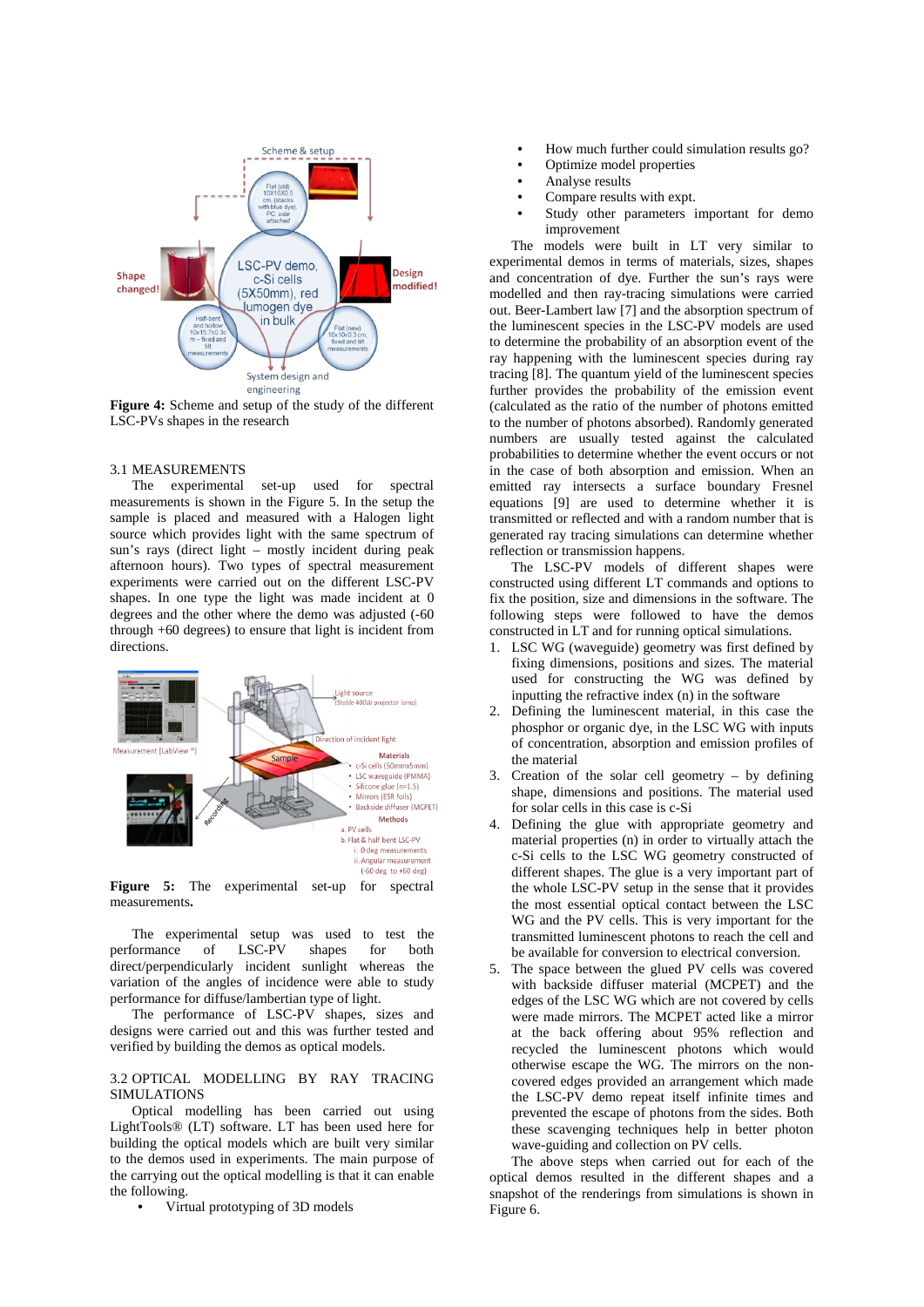**Figure 4:** Scheme and setup of the study of the different LSC-PVs shapes in the research

### 3.1 MEASUREMENTS

The experimental set-up used for spectral measurements is shown in the Figure 5. In the setup the sample is placed and measured with a Halogen light source which provides light with the same spectrum of sun's rays (direct light – mostly incident during peak afternoon hours). Two types of spectral measurement experiments were carried out on the different LSC-PV shapes. In one type the light was made incident at 0 degrees and the other where the demo was adjusted (-60 through +60 degrees) to ensure that light is incident from directions.

**Figure 5:** The experimental set-up for spectral measurements**.**

The experimental setup was used to test the performance of LSC-PV shapes for both direct/perpendicularly incident sunlight whereas the variation of the angles of incidence were able to study performance for diffuse/lambertian type of light.

The performance of LSC-PV shapes, sizes and designs were carried out and this was further tested and verified by building the demos as optical models.

### 3.2 OPTICAL MODELLING BY RAY TRACING SIMULATIONS

Optical modelling has been carried out using LightTools® (LT) software. LT has been used here for building the optical models which are built very similar to the demos used in experiments. The main purpose of the carrying out the optical modelling is that it can enable the following.

- Virtual prototyping of 3D models
- How much further could simulation results go?
- Optimize model properties
- Analyse results
- Compare results with expt.
- Study other parameters important for demo improvement

The models were built in LT very similar to experimental demos in terms of materials, sizes, shapes and concentration of dye. Further the sun's rays were modelled and then ray-tracing simulations were carried out. Beer-Lambert law [7] and the absorption spectrum of the luminescent species in the LSC-PV models are used to determine the probability of an absorption event of the ray happening with the luminescent species during ray tracing [8]. The quantum yield of the luminescent species further provides the probability of the emission event (calculated as the ratio of the number of photons emitted to the number of photons absorbed). Randomly generated numbers are usually tested against the calculated probabilities to determine whether the event occurs or not in the case of both absorption and emission. When an emitted ray intersects a surface boundary Fresnel equations [9] are used to determine whether it is transmitted or reflected and with a random number that is generated ray tracing simulations can determine whether reflection or transmission happens.

The LSC-PV models of different shapes were constructed using different LT commands and options to fix the position, size and dimensions in the software. The following steps were followed to have the demos constructed in LT and for running optical simulations.

1. LSC WG (waveguide) geometry was first defined by fixing dimensions, positions and sizes. The material used for constructing the WG was defined by inputting the refractive index (n) in the software
2. Defining the luminescent material, in this case the phosphor or organic dye, in the LSC WG with inputs of concentration, absorption and emission profiles of the material
3. Creation of the solar cell geometry – by defining shape, dimensions and positions. The material used for solar cells in this case is c-Si
4. Defining the glue with appropriate geometry and material properties (n) in order to virtually attach the c-Si cells to the LSC WG geometry constructed of different shapes. The glue is a very important part of the whole LSC-PV setup in the sense that it provides the most essential optical contact between the LSC WG and the PV cells. This is very important for the transmitted luminescent photons to reach the cell and be available for conversion to electrical conversion.
5. The space between the glued PV cells was covered with backside diffuser material (MCPET) and the edges of the LSC WG which are not covered by cells were made mirrors. The MCPET acted like a mirror at the back offering about 95% reflection and recycled the luminescent photons which would otherwise escape the WG. The mirrors on the non-covered edges provided an arrangement which made the LSC-PV demo repeat itself infinite times and prevented the escape of photons from the sides. Both these scavenging techniques help in better photon wave-guiding and collection on PV cells.

The above steps when carried out for each of the optical demos resulted in the different shapes and a snapshot of the renderings from simulations is shown in Figure 6.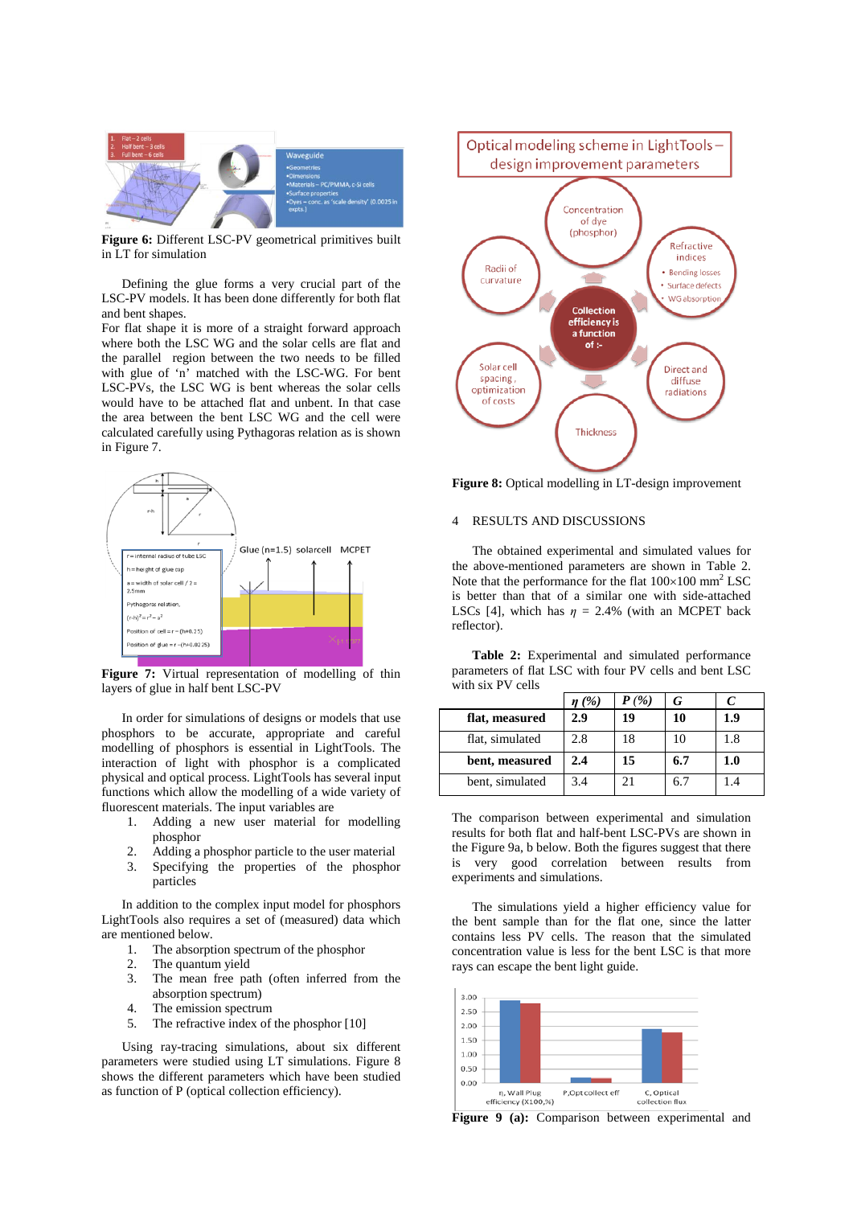**Figure 6:** Different LSC-PV geometrical primitives built in LT for simulation

Defining the glue forms a very crucial part of the LSC-PV models. It has been done differently for both flat and bent shapes.
For flat shape it is more of a straight forward approach where both the LSC WG and the solar cells are flat and the parallel region between the two needs to be filled with glue of 'n' matched with the LSC-WG. For bent LSC-PVs, the LSC WG is bent whereas the solar cells would have to be attached flat and unbent. In that case the area between the bent LSC WG and the cell were calculated carefully using Pythagoras relation as is shown in Figure 7.

**Figure 7:** Virtual representation of modelling of thin layers of glue in half bent LSC-PV

In order for simulations of designs or models that use phosphors to be accurate, appropriate and careful modelling of phosphors is essential in LightTools. The interaction of light with phosphor is a complicated physical and optical process. LightTools has several input functions which allow the modelling of a wide variety of fluorescent materials. The input variables are

1. Adding a new user material for modelling phosphor
2. Adding a phosphor particle to the user material
3. Specifying the properties of the phosphor particles

In addition to the complex input model for phosphors LightTools also requires a set of (measured) data which are mentioned below.

1. The absorption spectrum of the phosphor
2. The quantum yield
3. The mean free path (often inferred from the absorption spectrum)
4. The emission spectrum
5. The refractive index of the phosphor [10]

Using ray-tracing simulations, about six different parameters were studied using LT simulations. Figure 8 shows the different parameters which have been studied as function of P (optical collection efficiency).

**Figure 8:** Optical modelling in LT-design improvement

## 4 RESULTS AND DISCUSSIONS

The obtained experimental and simulated values for the above-mentioned parameters are shown in Table 2. Note that the performance for the flat 100×100 mm$^2$ LSC is better than that of a similar one with side-attached LSCs [4], which has $\eta$ = 2.4% (with an MCPET back reflector).

**Table 2:** Experimental and simulated performance parameters of flat LSC with four PV cells and bent LSC with six PV cells

| | *η (%)* | *P (%)* | *G* | *C* |
|---|---|---|---|---|
| **flat, measured** | **2.9** | **19** | **10** | **1.9** |
| flat, simulated | 2.8 | 18 | 10 | 1.8 |
| **bent, measured** | **2.4** | **15** | **6.7** | **1.0** |
| bent, simulated | 3.4 | 21 | 6.7 | 1.4 |

The comparison between experimental and simulation results for both flat and half-bent LSC-PVs are shown in the Figure 9a, b below. Both the figures suggest that there is very good correlation between results from experiments and simulations.

The simulations yield a higher efficiency value for the bent sample than for the flat one, since the latter contains less PV cells. The reason that the simulated concentration value is less for the bent LSC is that more rays can escape the bent light guide.

**Figure 9 (a):** Comparison between experimental and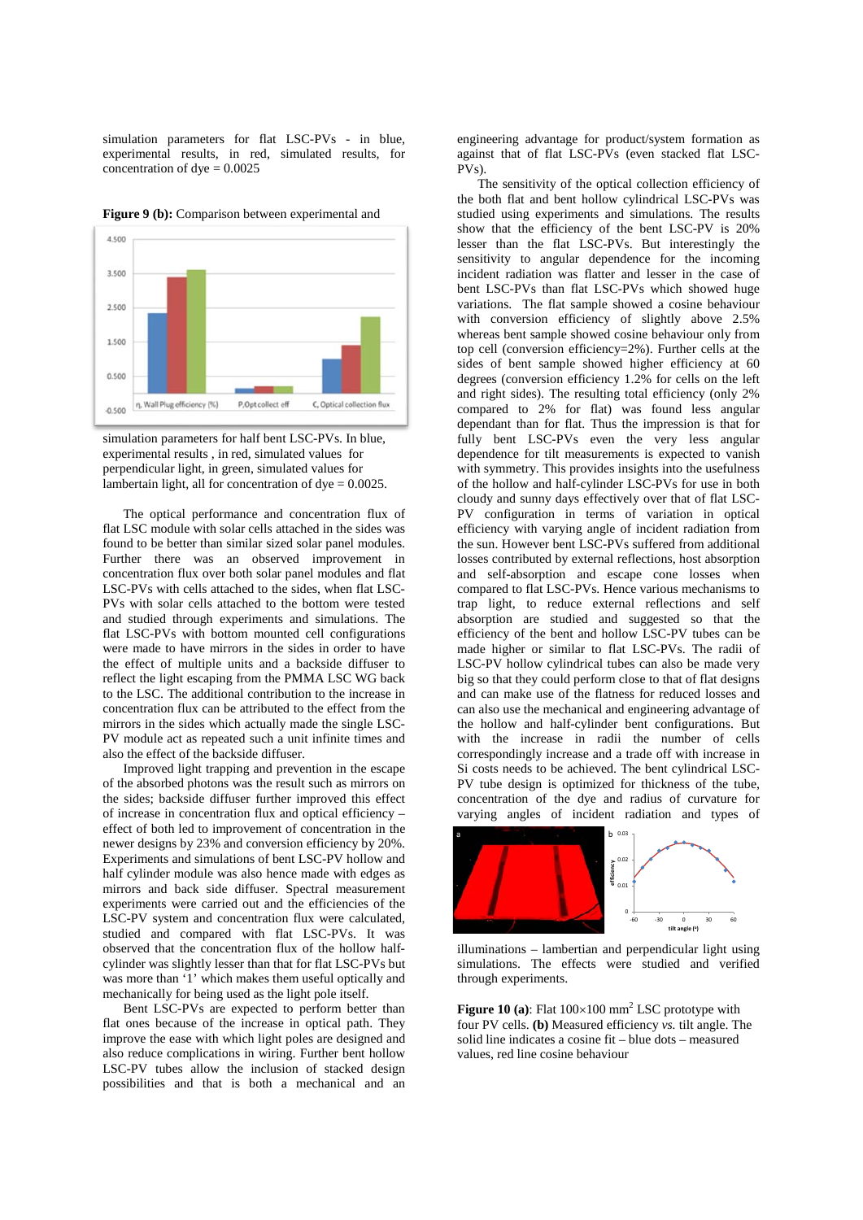simulation parameters for flat LSC-PVs - in blue, experimental results, in red, simulated results, for concentration of dye = 0.0025

**Figure 9 (b):** Comparison between experimental and simulation parameters for half bent LSC-PVs. In blue, experimental results , in red, simulated values for perpendicular light, in green, simulated values for lambertain light, all for concentration of dye = 0.0025.

The optical performance and concentration flux of flat LSC module with solar cells attached in the sides was found to be better than similar sized solar panel modules. Further there was an observed improvement in concentration flux over both solar panel modules and flat LSC-PVs with cells attached to the sides, when flat LSC-PVs with solar cells attached to the bottom were tested and studied through experiments and simulations. The flat LSC-PVs with bottom mounted cell configurations were made to have mirrors in the sides in order to have the effect of multiple units and a backside diffuser to reflect the light escaping from the PMMA LSC WG back to the LSC. The additional contribution to the increase in concentration flux can be attributed to the effect from the mirrors in the sides which actually made the single LSC-PV module act as repeated such a unit infinite times and also the effect of the backside diffuser.

Improved light trapping and prevention in the escape of the absorbed photons was the result such as mirrors on the sides; backside diffuser further improved this effect of increase in concentration flux and optical efficiency – effect of both led to improvement of concentration in the newer designs by 23% and conversion efficiency by 20%. Experiments and simulations of bent LSC-PV hollow and half cylinder module was also hence made with edges as mirrors and back side diffuser. Spectral measurement experiments were carried out and the efficiencies of the LSC-PV system and concentration flux were calculated, studied and compared with flat LSC-PVs. It was observed that the concentration flux of the hollow half-cylinder was slightly lesser than that for flat LSC-PVs but was more than '1' which makes them useful optically and mechanically for being used as the light pole itself.

Bent LSC-PVs are expected to perform better than flat ones because of the increase in optical path. They improve the ease with which light poles are designed and also reduce complications in wiring. Further bent hollow LSC-PV tubes allow the inclusion of stacked design possibilities and that is both a mechanical and an engineering advantage for product/system formation as against that of flat LSC-PVs (even stacked flat LSC-PVs).

The sensitivity of the optical collection efficiency of the both flat and bent hollow cylindrical LSC-PVs was studied using experiments and simulations. The results show that the efficiency of the bent LSC-PV is 20% lesser than the flat LSC-PVs. But interestingly the sensitivity to angular dependence for the incoming incident radiation was flatter and lesser in the case of bent LSC-PVs than flat LSC-PVs which showed huge variations. The flat sample showed a cosine behaviour with conversion efficiency of slightly above 2.5% whereas bent sample showed cosine behaviour only from top cell (conversion efficiency=2%). Further cells at the sides of bent sample showed higher efficiency at 60 degrees (conversion efficiency 1.2% for cells on the left and right sides). The resulting total efficiency (only 2% compared to 2% for flat) was found less angular dependant than for flat. Thus the impression is that for fully bent LSC-PVs even the very less angular dependence for tilt measurements is expected to vanish with symmetry. This provides insights into the usefulness of the hollow and half-cylinder LSC-PVs for use in both cloudy and sunny days effectively over that of flat LSC-PV configuration in terms of variation in optical efficiency with varying angle of incident radiation from the sun. However bent LSC-PVs suffered from additional losses contributed by external reflections, host absorption and self-absorption and escape cone losses when compared to flat LSC-PVs. Hence various mechanisms to trap light, to reduce external reflections and self absorption are studied and suggested so that the efficiency of the bent and hollow LSC-PV tubes can be made higher or similar to flat LSC-PVs. The radii of LSC-PV hollow cylindrical tubes can also be made very big so that they could perform close to that of flat designs and can make use of the flatness for reduced losses and can also use the mechanical and engineering advantage of the hollow and half-cylinder bent configurations. But with the increase in radii the number of cells correspondingly increase and a trade off with increase in Si costs needs to be achieved. The bent cylindrical LSC-PV tube design is optimized for thickness of the tube, concentration of the dye and radius of curvature for varying angles of incident radiation and types of illuminations – lambertian and perpendicular light using simulations. The effects were studied and verified through experiments.

**Figure 10 (a)**: Flat 100×100 mm$^2$ LSC prototype with four PV cells. **(b)** Measured efficiency *vs.* tilt angle. The solid line indicates a cosine fit – blue dots – measured values, red line cosine behaviour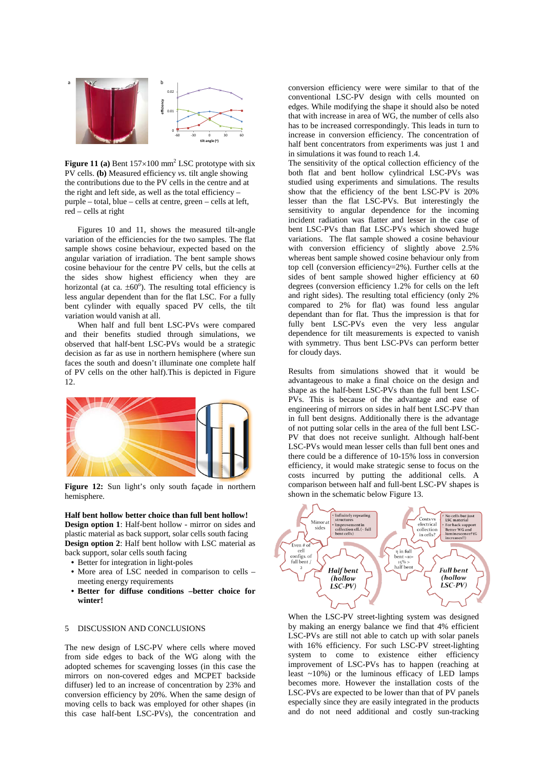**Figure 11 (a)** Bent 157×100 mm$^2$ LSC prototype with six PV cells. **(b)** Measured efficiency *vs.* tilt angle showing the contributions due to the PV cells in the centre and at the right and left side, as well as the total efficiency – purple – total, blue – cells at centre, green – cells at left, red – cells at right

Figures 10 and 11, shows the measured tilt-angle variation of the efficiencies for the two samples. The flat sample shows cosine behaviour, expected based on the angular variation of irradiation. The bent sample shows cosine behaviour for the centre PV cells, but the cells at the sides show highest efficiency when they are horizontal (at ca. ±60$^o$). The resulting total efficiency is less angular dependent than for the flat LSC. For a fully bent cylinder with equally spaced PV cells, the tilt variation would vanish at all.

When half and full bent LSC-PVs were compared and their benefits studied through simulations, we observed that half-bent LSC-PVs would be a strategic decision as far as use in northern hemisphere (where sun faces the south and doesn't illuminate one complete half of PV cells on the other half).This is depicted in Figure 12.

**Figure 12:** Sun light's only south façade in northern hemisphere.

**Half bent hollow better choice than full bent hollow!**
**Design option 1**: Half-bent hollow - mirror on sides and plastic material as back support, solar cells south facing
**Design option 2**: Half bent hollow with LSC material as back support, solar cells south facing

- Better for integration in light-poles
- More area of LSC needed in comparison to cells – meeting energy requirements
- **Better for diffuse conditions –better choice for winter!**

## 5 DISCUSSION AND CONCLUSIONS

The new design of LSC-PV where cells where moved from side edges to back of the WG along with the adopted schemes for scavenging losses (in this case the mirrors on non-covered edges and MCPET backside diffuser) led to an increase of concentration by 23% and conversion efficiency by 20%. When the same design of moving cells to back was employed for other shapes (in this case half-bent LSC-PVs), the concentration and conversion efficiency were were similar to that of the conventional LSC-PV design with cells mounted on edges. While modifying the shape it should also be noted that with increase in area of WG, the number of cells also has to be increased correspondingly. This leads in turn to increase in conversion efficiency. The concentration of half bent concentrators from experiments was just 1 and in simulations it was found to reach 1.4.

The sensitivity of the optical collection efficiency of the both flat and bent hollow cylindrical LSC-PVs was studied using experiments and simulations. The results show that the efficiency of the bent LSC-PV is 20% lesser than the flat LSC-PVs. But interestingly the sensitivity to angular dependence for the incoming incident radiation was flatter and lesser in the case of bent LSC-PVs than flat LSC-PVs which showed huge variations. The flat sample showed a cosine behaviour with conversion efficiency of slightly above 2.5% whereas bent sample showed cosine behaviour only from top cell (conversion efficiency=2%). Further cells at the sides of bent sample showed higher efficiency at 60 degrees (conversion efficiency 1.2% for cells on the left and right sides). The resulting total efficiency (only 2% compared to 2% for flat) was found less angular dependant than for flat. Thus the impression is that for fully bent LSC-PVs even the very less angular dependence for tilt measurements is expected to vanish with symmetry. Thus bent LSC-PVs can perform better for cloudy days.

Results from simulations showed that it would be advantageous to make a final choice on the design and shape as the half-bent LSC-PVs than the full bent LSC-PVs. This is because of the advantage and ease of engineering of mirrors on sides in half bent LSC-PV than in full bent designs. Additionally there is the advantage of not putting solar cells in the area of the full bent LSC-PV that does not receive sunlight. Although half-bent LSC-PVs would mean lesser cells than full bent ones and there could be a difference of 10-15% loss in conversion efficiency, it would make strategic sense to focus on the costs incurred by putting the additional cells. A comparison between half and full-bent LSC-PV shapes is shown in the schematic below Figure 13.

When the LSC-PV street-lighting system was designed by making an energy balance we find that 4% efficient LSC-PVs are still not able to catch up with solar panels with 16% efficiency. For such LSC-PV street-lighting system to come to existence either efficiency improvement of LSC-PVs has to happen (reaching at least ~10%) or the luminous efficacy of LED lamps becomes more. However the installation costs of the LSC-PVs are expected to be lower than that of PV panels especially since they are easily integrated in the products and do not need additional and costly sun-tracking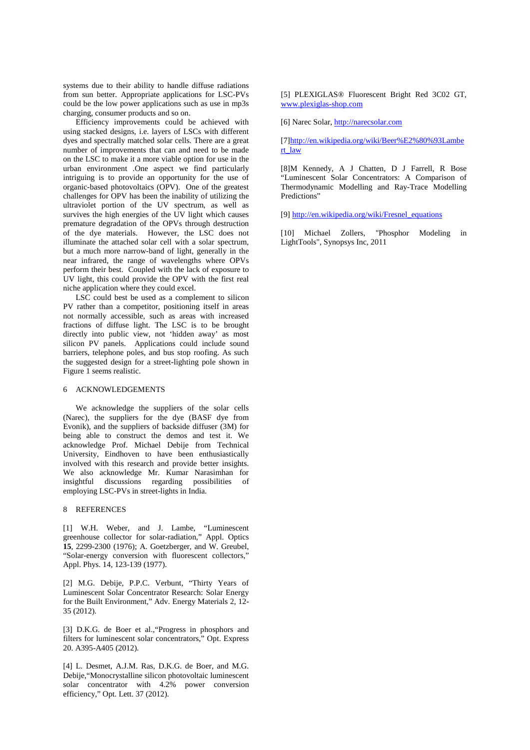systems due to their ability to handle diffuse radiations from sun better. Appropriate applications for LSC-PVs could be the low power applications such as use in mp3s charging, consumer products and so on.

Efficiency improvements could be achieved with using stacked designs, i.e. layers of LSCs with different dyes and spectrally matched solar cells. There are a great number of improvements that can and need to be made on the LSC to make it a more viable option for use in the urban environment .One aspect we find particularly intriguing is to provide an opportunity for the use of organic-based photovoltaics (OPV). One of the greatest challenges for OPV has been the inability of utilizing the ultraviolet portion of the UV spectrum, as well as survives the high energies of the UV light which causes premature degradation of the OPVs through destruction of the dye materials. However, the LSC does not illuminate the attached solar cell with a solar spectrum, but a much more narrow-band of light, generally in the near infrared, the range of wavelengths where OPVs perform their best. Coupled with the lack of exposure to UV light, this could provide the OPV with the first real niche application where they could excel.

LSC could best be used as a complement to silicon PV rather than a competitor, positioning itself in areas not normally accessible, such as areas with increased fractions of diffuse light. The LSC is to be brought directly into public view, not 'hidden away' as most silicon PV panels. Applications could include sound barriers, telephone poles, and bus stop roofing. As such the suggested design for a street-lighting pole shown in Figure 1 seems realistic.

## 6 ACKNOWLEDGEMENTS

We acknowledge the suppliers of the solar cells (Narec), the suppliers for the dye (BASF dye from Evonik), and the suppliers of backside diffuser (3M) for being able to construct the demos and test it. We acknowledge Prof. Michael Debije from Technical University, Eindhoven to have been enthusiastically involved with this research and provide better insights. We also acknowledge Mr. Kumar Narasimhan for insightful discussions regarding possibilities of employing LSC-PVs in street-lights in India.

## 8 REFERENCES

[1] W.H. Weber, and J. Lambe, "Luminescent greenhouse collector for solar-radiation," Appl. Optics **15**, 2299-2300 (1976); A. Goetzberger, and W. Greubel, "Solar-energy conversion with fluorescent collectors," Appl. Phys. 14, 123-139 (1977).

[2] M.G. Debije, P.P.C. Verbunt, "Thirty Years of Luminescent Solar Concentrator Research: Solar Energy for the Built Environment," Adv. Energy Materials 2, 12-35 (2012).

[3] D.K.G. de Boer et al.,"Progress in phosphors and filters for luminescent solar concentrators," Opt. Express 20. A395-A405 (2012).

[4] L. Desmet, A.J.M. Ras, D.K.G. de Boer, and M.G. Debije,"Monocrystalline silicon photovoltaic luminescent solar concentrator with 4.2% power conversion efficiency," Opt. Lett. 37 (2012).

[5] PLEXIGLAS® Fluorescent Bright Red 3C02 GT, www.plexiglas-shop.com

[6] Narec Solar, http://narecsolar.com

[7]http://en.wikipedia.org/wiki/Beer%E2%80%93Lambert_law

[8]M Kennedy, A J Chatten, D J Farrell, R Bose "Luminescent Solar Concentrators: A Comparison of Thermodynamic Modelling and Ray-Trace Modelling Predictions"

[9] http://en.wikipedia.org/wiki/Fresnel_equations

[10] Michael Zollers, "Phosphor Modeling in LightTools", Synopsys Inc, 2011